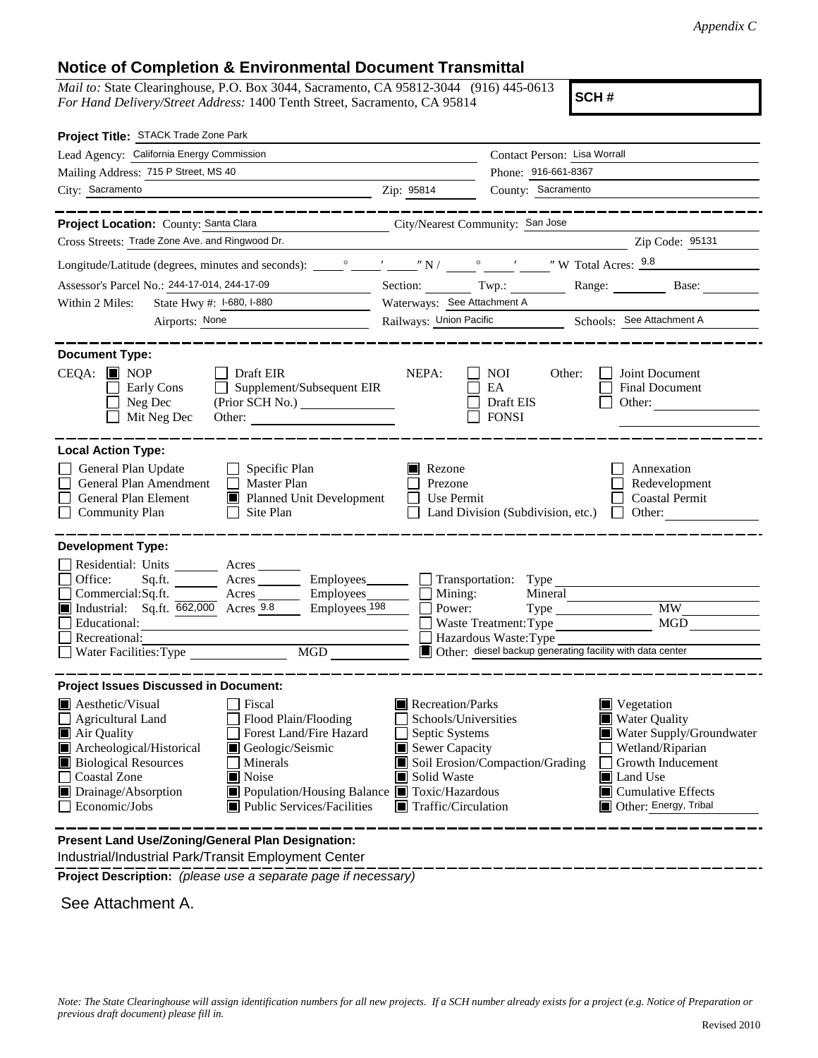*Appendix C*

# Notice of Completion & Environmental Document Transmittal

*Mail to:* State Clearinghouse, P.O. Box 3044, Sacramento, CA 95812-3044 (916) 445-0613
*For Hand Delivery/Street Address:* 1400 Tenth Street, Sacramento, CA 95814

**SCH #**

**Project Title:** STACK Trade Zone Park

Lead Agency: California Energy Commission
Contact Person: Lisa Worrall
Mailing Address: 715 P Street, MS 40
Phone: 916-661-8367
City: Sacramento
Zip: 95814
County: Sacramento

---

**Project Location:** County: Santa Clara
City/Nearest Community: San Jose
Cross Streets: Trade Zone Ave. and Ringwood Dr.
Zip Code: 95131
Longitude/Latitude (degrees, minutes and seconds): ___° ___′ ___″ N / ___° ___′ ___″ W Total Acres: 9.8
Assessor's Parcel No.: 244-17-014, 244-17-09
Section: ___ Twp.: ___ Range: ___ Base: ___
Within 2 Miles: State Hwy #: I-680, I-880
Waterways: See Attachment A
Airports: None
Railways: Union Pacific
Schools: See Attachment A

---

**Document Type:**

CEQA:
- [x] NOP
- [ ] Early Cons
- [ ] Neg Dec
- [ ] Mit Neg Dec
- [ ] Draft EIR
- [ ] Supplement/Subsequent EIR (Prior SCH No.) ______
- Other: ______

NEPA:
- [ ] NOI
- [ ] EA
- [ ] Draft EIS
- [ ] FONSI

Other:
- [ ] Joint Document
- [ ] Final Document
- [ ] Other: ______

---

**Local Action Type:**

- [ ] General Plan Update
- [ ] General Plan Amendment
- [ ] General Plan Element
- [ ] Community Plan
- [ ] Specific Plan
- [ ] Master Plan
- [x] Planned Unit Development
- [ ] Site Plan
- [x] Rezone
- [ ] Prezone
- [ ] Use Permit
- [ ] Land Division (Subdivision, etc.)
- [ ] Annexation
- [ ] Redevelopment
- [ ] Coastal Permit
- [ ] Other: ______

---

**Development Type:**

- [ ] Residential: Units ___ Acres ___
- [ ] Office: Sq.ft. ___ Acres ___ Employees ___
- [ ] Commercial: Sq.ft. ___ Acres ___ Employees ___
- [x] Industrial: Sq.ft. 662,000 Acres 9.8 Employees 198
- [ ] Educational: ______
- [ ] Recreational: ______
- [ ] Water Facilities: Type ___ MGD ___
- [ ] Transportation: Type ______
- [ ] Mining: Mineral ______
- [ ] Power: Type ___ MW ___
- [ ] Waste Treatment: Type ___ MGD ___
- [ ] Hazardous Waste: Type ______
- [x] Other: diesel backup generating facility with data center

---

**Project Issues Discussed in Document:**

- [x] Aesthetic/Visual
- [ ] Agricultural Land
- [x] Air Quality
- [x] Archeological/Historical
- [x] Biological Resources
- [ ] Coastal Zone
- [x] Drainage/Absorption
- [ ] Economic/Jobs
- [ ] Fiscal
- [ ] Flood Plain/Flooding
- [ ] Forest Land/Fire Hazard
- [x] Geologic/Seismic
- [ ] Minerals
- [x] Noise
- [x] Population/Housing Balance
- [x] Public Services/Facilities
- [x] Recreation/Parks
- [ ] Schools/Universities
- [ ] Septic Systems
- [x] Sewer Capacity
- [x] Soil Erosion/Compaction/Grading
- [x] Solid Waste
- [x] Toxic/Hazardous
- [x] Traffic/Circulation
- [x] Vegetation
- [x] Water Quality
- [x] Water Supply/Groundwater
- [ ] Wetland/Riparian
- [ ] Growth Inducement
- [x] Land Use
- [x] Cumulative Effects
- [x] Other: Energy, Tribal

---

**Present Land Use/Zoning/General Plan Designation:**
Industrial/Industrial Park/Transit Employment Center

**Project Description:** *(please use a separate page if necessary)*

See Attachment A.

*Note: The State Clearinghouse will assign identification numbers for all new projects. If a SCH number already exists for a project (e.g. Notice of Preparation or previous draft document) please fill in.*

Revised 2010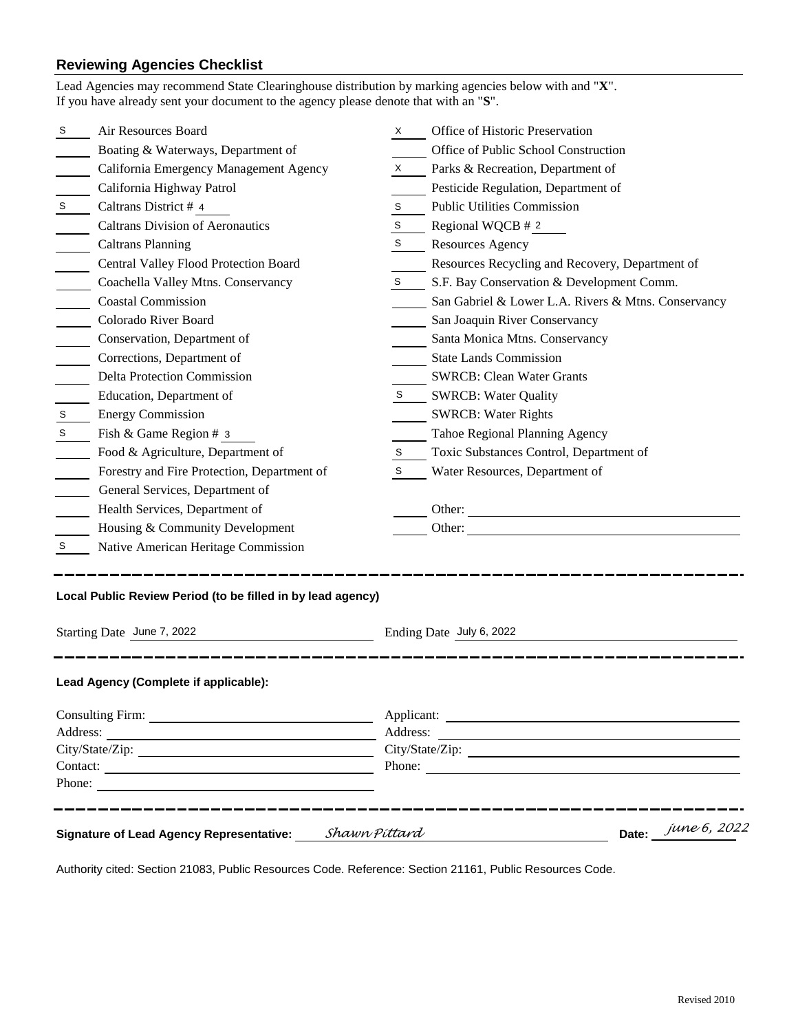## Reviewing Agencies Checklist

Lead Agencies may recommend State Clearinghouse distribution by marking agencies below with and "**X**".
If you have already sent your document to the agency please denote that with an "**S**".

| Mark | Agency | Mark | Agency |
|---|---|---|---|
| S | Air Resources Board | X | Office of Historic Preservation |
| | Boating & Waterways, Department of | | Office of Public School Construction |
| | California Emergency Management Agency | X | Parks & Recreation, Department of |
| | California Highway Patrol | | Pesticide Regulation, Department of |
| S | Caltrans District # 4 | S | Public Utilities Commission |
| | Caltrans Division of Aeronautics | S | Regional WQCB # 2 |
| | Caltrans Planning | S | Resources Agency |
| | Central Valley Flood Protection Board | | Resources Recycling and Recovery, Department of |
| | Coachella Valley Mtns. Conservancy | S | S.F. Bay Conservation & Development Comm. |
| | Coastal Commission | | San Gabriel & Lower L.A. Rivers & Mtns. Conservancy |
| | Colorado River Board | | San Joaquin River Conservancy |
| | Conservation, Department of | | Santa Monica Mtns. Conservancy |
| | Corrections, Department of | | State Lands Commission |
| | Delta Protection Commission | | SWRCB: Clean Water Grants |
| | Education, Department of | S | SWRCB: Water Quality |
| S | Energy Commission | | SWRCB: Water Rights |
| S | Fish & Game Region # 3 | | Tahoe Regional Planning Agency |
| | Food & Agriculture, Department of | S | Toxic Substances Control, Department of |
| | Forestry and Fire Protection, Department of | S | Water Resources, Department of |
| | General Services, Department of | | |
| | Health Services, Department of | | Other: |
| | Housing & Community Development | | Other: |
| S | Native American Heritage Commission | | |

---

**Local Public Review Period (to be filled in by lead agency)**

Starting Date June 7, 2022 Ending Date July 6, 2022

---

**Lead Agency (Complete if applicable):**

Consulting Firm:
Address:
City/State/Zip:
Contact:
Phone:

Applicant:
Address:
City/State/Zip:
Phone:

---

**Signature of Lead Agency Representative:** *Shawn Pittard* **Date:** *june 6, 2022*

Authority cited: Section 21083, Public Resources Code. Reference: Section 21161, Public Resources Code.

Revised 2010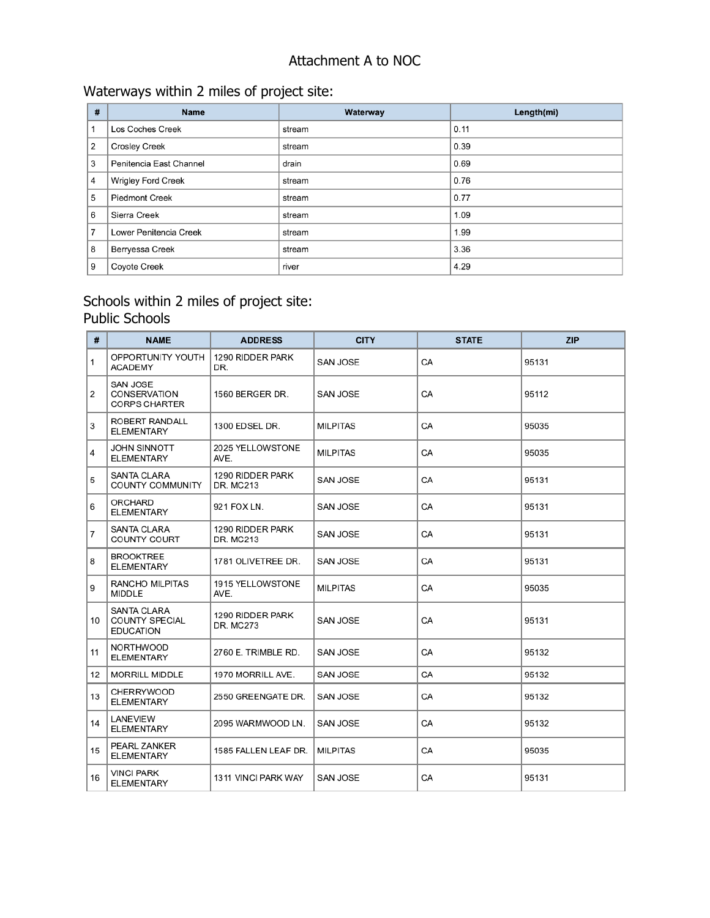# Attachment A to NOC

## Waterways within 2 miles of project site:

| # | Name | Waterway | Length(mi) |
|---|---|---|---|
| 1 | Los Coches Creek | stream | 0.11 |
| 2 | Crosley Creek | stream | 0.39 |
| 3 | Penitencia East Channel | drain | 0.69 |
| 4 | Wrigley Ford Creek | stream | 0.76 |
| 5 | Piedmont Creek | stream | 0.77 |
| 6 | Sierra Creek | stream | 1.09 |
| 7 | Lower Penitencia Creek | stream | 1.99 |
| 8 | Berryessa Creek | stream | 3.36 |
| 9 | Coyote Creek | river | 4.29 |

## Schools within 2 miles of project site:

### Public Schools

| # | NAME | ADDRESS | CITY | STATE | ZIP |
|---|---|---|---|---|---|
| 1 | OPPORTUNITY YOUTH ACADEMY | 1290 RIDDER PARK DR. | SAN JOSE | CA | 95131 |
| 2 | SAN JOSE CONSERVATION CORPS CHARTER | 1560 BERGER DR. | SAN JOSE | CA | 95112 |
| 3 | ROBERT RANDALL ELEMENTARY | 1300 EDSEL DR. | MILPITAS | CA | 95035 |
| 4 | JOHN SINNOTT ELEMENTARY | 2025 YELLOWSTONE AVE. | MILPITAS | CA | 95035 |
| 5 | SANTA CLARA COUNTY COMMUNITY | 1290 RIDDER PARK DR. MC213 | SAN JOSE | CA | 95131 |
| 6 | ORCHARD ELEMENTARY | 921 FOX LN. | SAN JOSE | CA | 95131 |
| 7 | SANTA CLARA COUNTY COURT | 1290 RIDDER PARK DR. MC213 | SAN JOSE | CA | 95131 |
| 8 | BROOKTREE ELEMENTARY | 1781 OLIVETREE DR. | SAN JOSE | CA | 95131 |
| 9 | RANCHO MILPITAS MIDDLE | 1915 YELLOWSTONE AVE. | MILPITAS | CA | 95035 |
| 10 | SANTA CLARA COUNTY SPECIAL EDUCATION | 1290 RIDDER PARK DR. MC273 | SAN JOSE | CA | 95131 |
| 11 | NORTHWOOD ELEMENTARY | 2760 E. TRIMBLE RD. | SAN JOSE | CA | 95132 |
| 12 | MORRILL MIDDLE | 1970 MORRILL AVE. | SAN JOSE | CA | 95132 |
| 13 | CHERRYWOOD ELEMENTARY | 2550 GREENGATE DR. | SAN JOSE | CA | 95132 |
| 14 | LANEVIEW ELEMENTARY | 2095 WARMWOOD LN. | SAN JOSE | CA | 95132 |
| 15 | PEARL ZANKER ELEMENTARY | 1585 FALLEN LEAF DR. | MILPITAS | CA | 95035 |
| 16 | VINCI PARK ELEMENTARY | 1311 VINCI PARK WAY | SAN JOSE | CA | 95131 |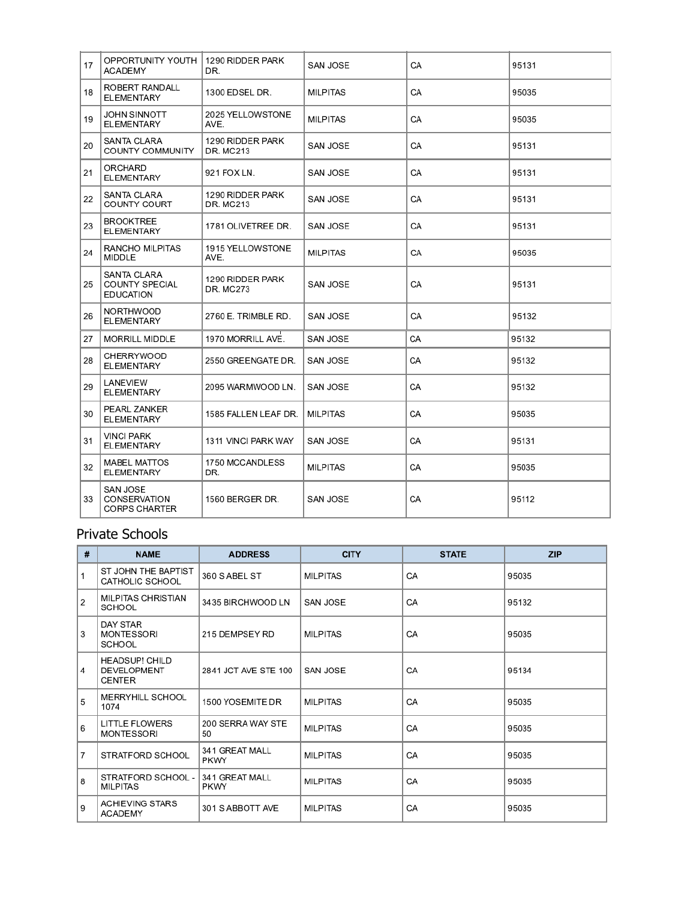| | | | | | |
|---|---|---|---|---|---|
| 17 | OPPORTUNITY YOUTH ACADEMY | 1290 RIDDER PARK DR. | SAN JOSE | CA | 95131 |
| 18 | ROBERT RANDALL ELEMENTARY | 1300 EDSEL DR. | MILPITAS | CA | 95035 |
| 19 | JOHN SINNOTT ELEMENTARY | 2025 YELLOWSTONE AVE. | MILPITAS | CA | 95035 |
| 20 | SANTA CLARA COUNTY COMMUNITY | 1290 RIDDER PARK DR. MC213 | SAN JOSE | CA | 95131 |
| 21 | ORCHARD ELEMENTARY | 921 FOX LN. | SAN JOSE | CA | 95131 |
| 22 | SANTA CLARA COUNTY COURT | 1290 RIDDER PARK DR. MC213 | SAN JOSE | CA | 95131 |
| 23 | BROOKTREE ELEMENTARY | 1781 OLIVETREE DR. | SAN JOSE | CA | 95131 |
| 24 | RANCHO MILPITAS MIDDLE | 1915 YELLOWSTONE AVE. | MILPITAS | CA | 95035 |
| 25 | SANTA CLARA COUNTY SPECIAL EDUCATION | 1290 RIDDER PARK DR. MC273 | SAN JOSE | CA | 95131 |
| 26 | NORTHWOOD ELEMENTARY | 2760 E. TRIMBLE RD. | SAN JOSE | CA | 95132 |
| 27 | MORRILL MIDDLE | 1970 MORRILL AVE. | SAN JOSE | CA | 95132 |
| 28 | CHERRYWOOD ELEMENTARY | 2550 GREENGATE DR. | SAN JOSE | CA | 95132 |
| 29 | LANEVIEW ELEMENTARY | 2095 WARMWOOD LN. | SAN JOSE | CA | 95132 |
| 30 | PEARL ZANKER ELEMENTARY | 1585 FALLEN LEAF DR. | MILPITAS | CA | 95035 |
| 31 | VINCI PARK ELEMENTARY | 1311 VINCI PARK WAY | SAN JOSE | CA | 95131 |
| 32 | MABEL MATTOS ELEMENTARY | 1750 MCCANDLESS DR. | MILPITAS | CA | 95035 |
| 33 | SAN JOSE CONSERVATION CORPS CHARTER | 1560 BERGER DR. | SAN JOSE | CA | 95112 |

## Private Schools

| # | NAME | ADDRESS | CITY | STATE | ZIP |
|---|---|---|---|---|---|
| 1 | ST JOHN THE BAPTIST CATHOLIC SCHOOL | 360 S ABEL ST | MILPITAS | CA | 95035 |
| 2 | MILPITAS CHRISTIAN SCHOOL | 3435 BIRCHWOOD LN | SAN JOSE | CA | 95132 |
| 3 | DAY STAR MONTESSORI SCHOOL | 215 DEMPSEY RD | MILPITAS | CA | 95035 |
| 4 | HEADSUP! CHILD DEVELOPMENT CENTER | 2841 JCT AVE STE 100 | SAN JOSE | CA | 95134 |
| 5 | MERRYHILL SCHOOL 1074 | 1500 YOSEMITE DR | MILPITAS | CA | 95035 |
| 6 | LITTLE FLOWERS MONTESSORI | 200 SERRA WAY STE 50 | MILPITAS | CA | 95035 |
| 7 | STRATFORD SCHOOL | 341 GREAT MALL PKWY | MILPITAS | CA | 95035 |
| 8 | STRATFORD SCHOOL - MILPITAS | 341 GREAT MALL PKWY | MILPITAS | CA | 95035 |
| 9 | ACHIEVING STARS ACADEMY | 301 S ABBOTT AVE | MILPITAS | CA | 95035 |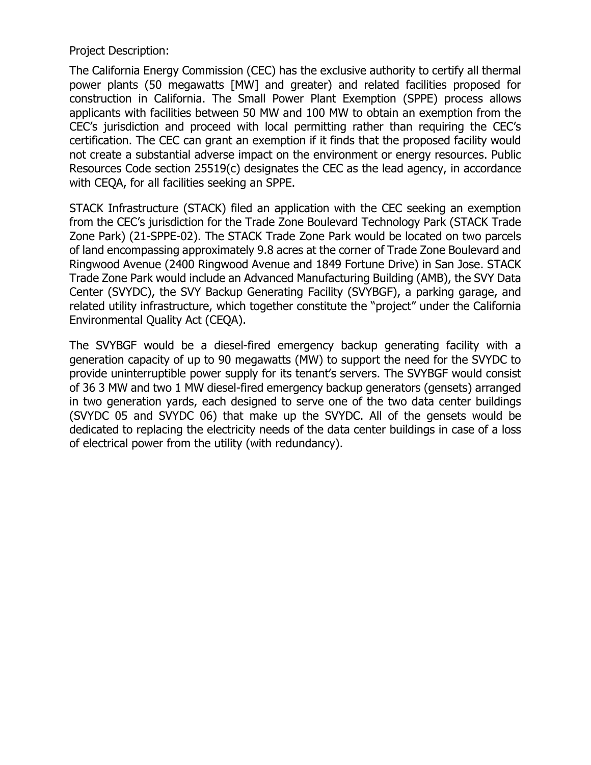Project Description:

The California Energy Commission (CEC) has the exclusive authority to certify all thermal power plants (50 megawatts [MW] and greater) and related facilities proposed for construction in California. The Small Power Plant Exemption (SPPE) process allows applicants with facilities between 50 MW and 100 MW to obtain an exemption from the CEC's jurisdiction and proceed with local permitting rather than requiring the CEC's certification. The CEC can grant an exemption if it finds that the proposed facility would not create a substantial adverse impact on the environment or energy resources. Public Resources Code section 25519(c) designates the CEC as the lead agency, in accordance with CEQA, for all facilities seeking an SPPE.

STACK Infrastructure (STACK) filed an application with the CEC seeking an exemption from the CEC's jurisdiction for the Trade Zone Boulevard Technology Park (STACK Trade Zone Park) (21-SPPE-02). The STACK Trade Zone Park would be located on two parcels of land encompassing approximately 9.8 acres at the corner of Trade Zone Boulevard and Ringwood Avenue (2400 Ringwood Avenue and 1849 Fortune Drive) in San Jose. STACK Trade Zone Park would include an Advanced Manufacturing Building (AMB), the SVY Data Center (SVYDC), the SVY Backup Generating Facility (SVYBGF), a parking garage, and related utility infrastructure, which together constitute the "project" under the California Environmental Quality Act (CEQA).

The SVYBGF would be a diesel-fired emergency backup generating facility with a generation capacity of up to 90 megawatts (MW) to support the need for the SVYDC to provide uninterruptible power supply for its tenant's servers. The SVYBGF would consist of 36 3 MW and two 1 MW diesel-fired emergency backup generators (gensets) arranged in two generation yards, each designed to serve one of the two data center buildings (SVYDC 05 and SVYDC 06) that make up the SVYDC. All of the gensets would be dedicated to replacing the electricity needs of the data center buildings in case of a loss of electrical power from the utility (with redundancy).